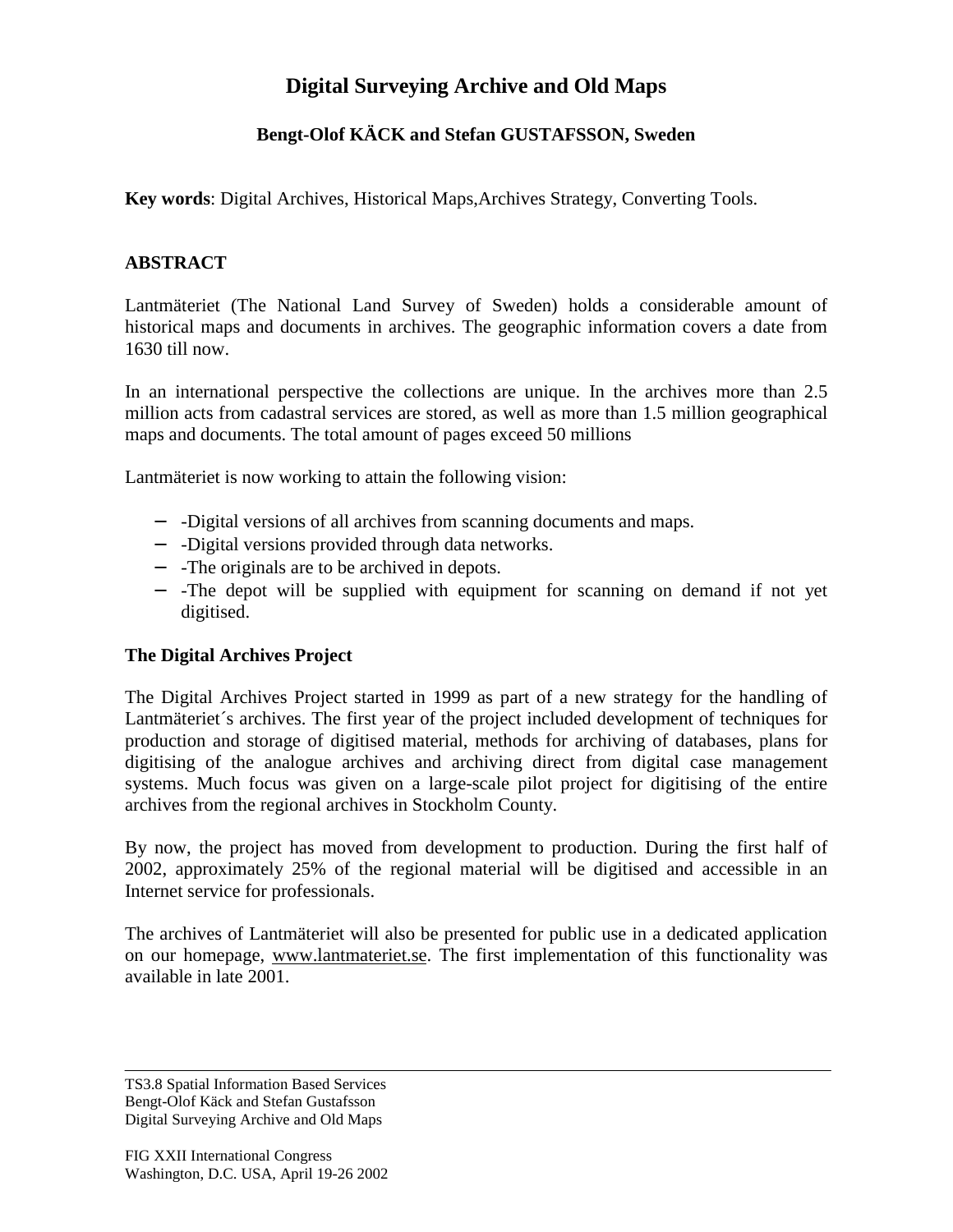# Digital Surveying Archive and Old Maps

**Bengt-Olof KÄCK and Stefan GUSTAFSSON, Sweden**

**Key words**: Digital Archives, Historical Maps,Archives Strategy, Converting Tools.

## ABSTRACT

Lantmäteriet (The National Land Survey of Sweden) holds a considerable amount of historical maps and documents in archives. The geographic information covers a date from 1630 till now.

In an international perspective the collections are unique. In the archives more than 2.5 million acts from cadastral services are stored, as well as more than 1.5 million geographical maps and documents. The total amount of pages exceed 50 millions

Lantmäteriet is now working to attain the following vision:

- -Digital versions of all archives from scanning documents and maps.
- -Digital versions provided through data networks.
- -The originals are to be archived in depots.
- -The depot will be supplied with equipment for scanning on demand if not yet digitised.

## The Digital Archives Project

The Digital Archives Project started in 1999 as part of a new strategy for the handling of Lantmäteriet´s archives. The first year of the project included development of techniques for production and storage of digitised material, methods for archiving of databases, plans for digitising of the analogue archives and archiving direct from digital case management systems. Much focus was given on a large-scale pilot project for digitising of the entire archives from the regional archives in Stockholm County.

By now, the project has moved from development to production. During the first half of 2002, approximately 25% of the regional material will be digitised and accessible in an Internet service for professionals.

The archives of Lantmäteriet will also be presented for public use in a dedicated application on our homepage, www.lantmateriet.se. The first implementation of this functionality was available in late 2001.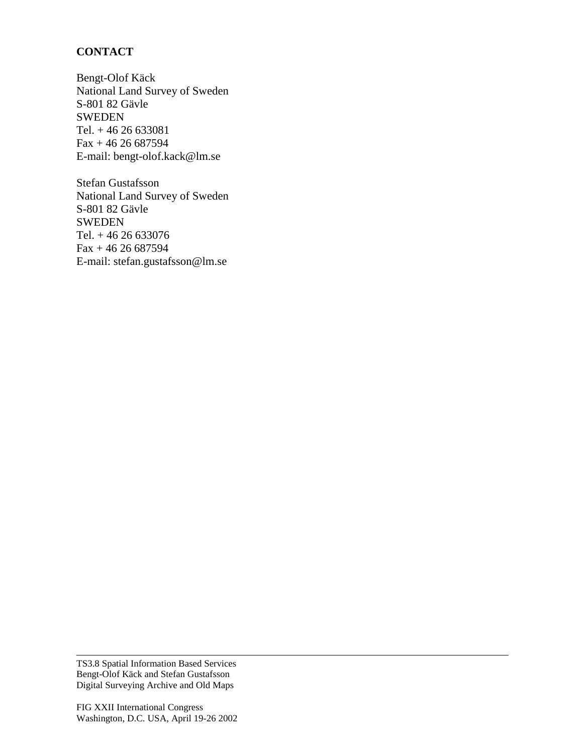## CONTACT

Bengt-Olof Käck
National Land Survey of Sweden
S-801 82 Gävle
SWEDEN
Tel. + 46 26 633081
Fax + 46 26 687594
E-mail: bengt-olof.kack@lm.se

Stefan Gustafsson
National Land Survey of Sweden
S-801 82 Gävle
SWEDEN
Tel. + 46 26 633076
Fax + 46 26 687594
E-mail: stefan.gustafsson@lm.se